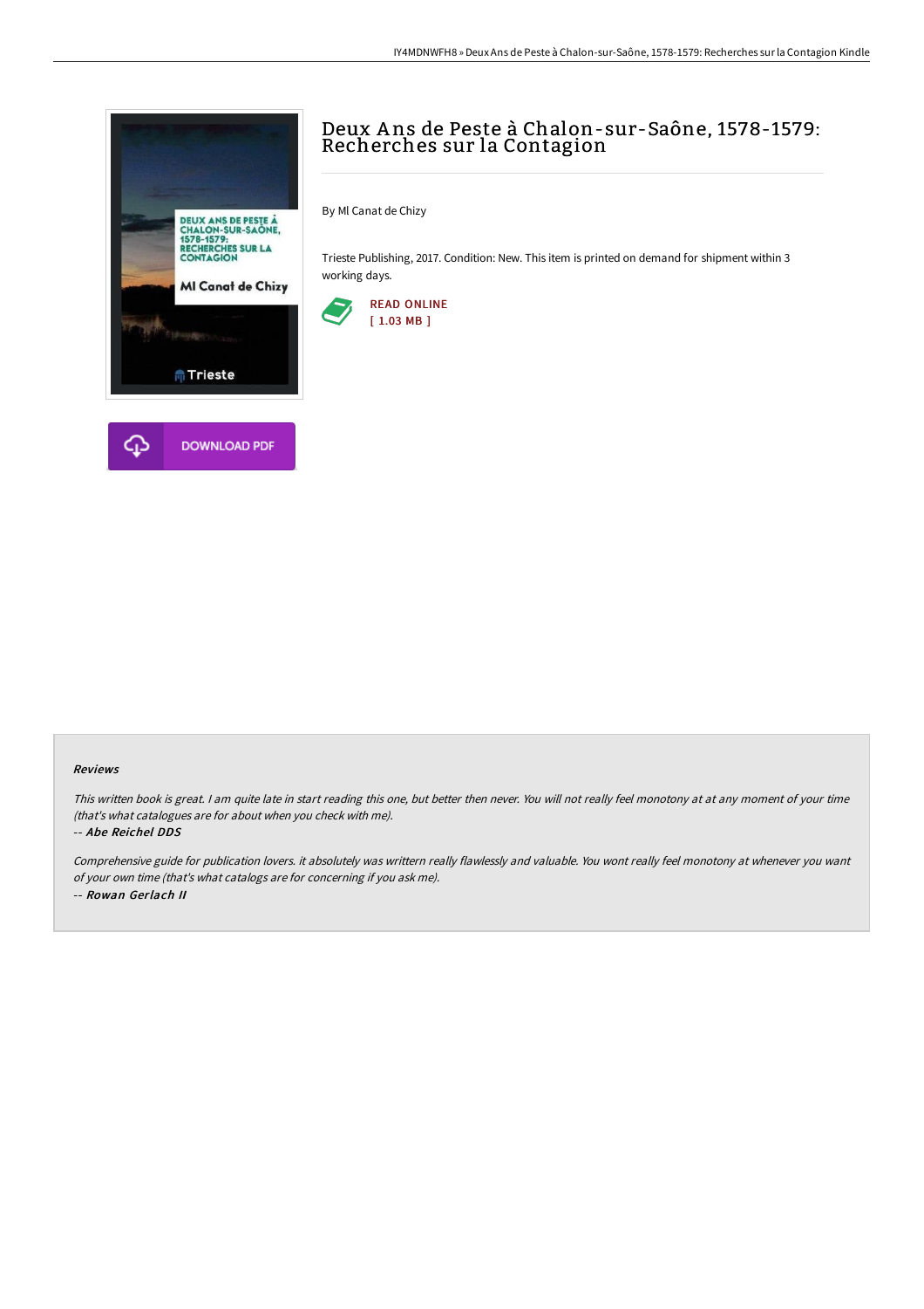# Deux Ans de Peste à Chalon-sur-Saône, 1578-1579: Recherches sur la Contagion

By Ml Canat de Chizy

Trieste Publishing, 2017. Condition: New. This item is printed on demand for shipment within 3 working days.

READ ONLINE
[ 1.03 MB ]

DOWNLOAD PDF

### Reviews

*This written book is great. I am quite late in start reading this one, but better then never. You will not really feel monotony at at any moment of your time (that's what catalogues are for about when you check with me).*

*-- **Abe Reichel DDS***

*Comprehensive guide for publication lovers. it absolutely was writtern really flawlessly and valuable. You wont really feel monotony at whenever you want of your own time (that's what catalogs are for concerning if you ask me).*

*-- **Rowan Gerlach II***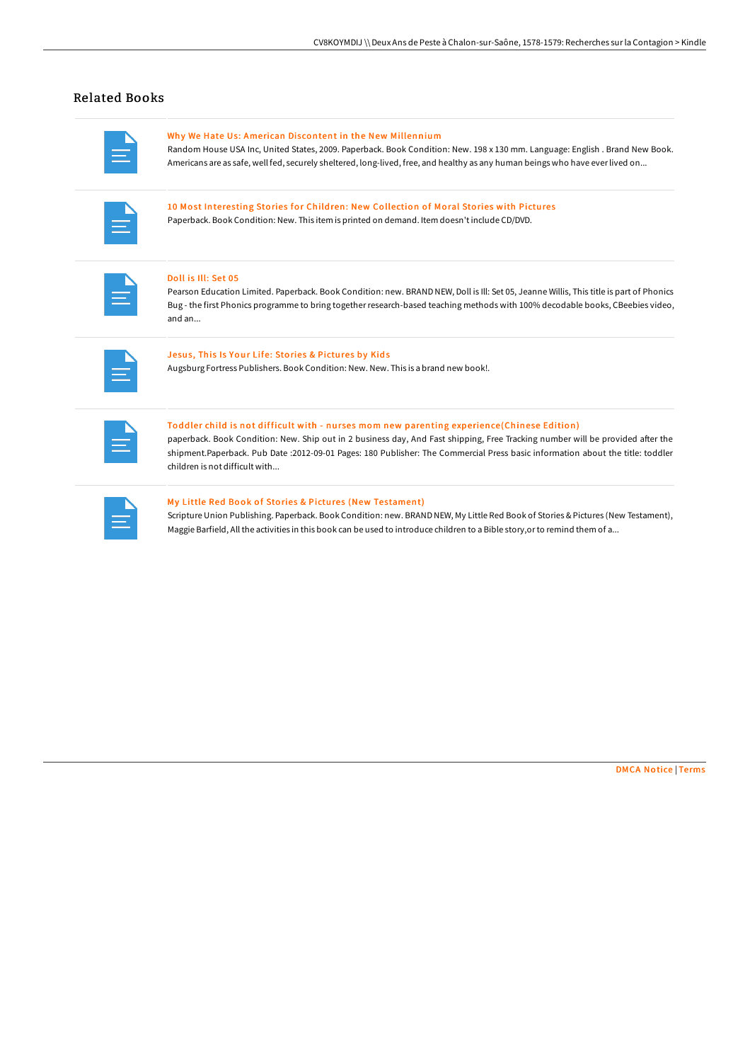## Related Books

### Why We Hate Us: American Discontent in the New Millennium

Random House USA Inc, United States, 2009. Paperback. Book Condition: New. 198 x 130 mm. Language: English . Brand New Book. Americans are as safe, well fed, securely sheltered, long-lived, free, and healthy as any human beings who have ever lived on...

### 10 Most Interesting Stories for Children: New Collection of Moral Stories with Pictures

Paperback. Book Condition: New. This item is printed on demand. Item doesn't include CD/DVD.

### Doll is Ill: Set 05

Pearson Education Limited. Paperback. Book Condition: new. BRAND NEW, Doll is Ill: Set 05, Jeanne Willis, This title is part of Phonics Bug - the first Phonics programme to bring together research-based teaching methods with 100% decodable books, CBeebies video, and an...

### Jesus, This Is Your Life: Stories & Pictures by Kids

Augsburg Fortress Publishers. Book Condition: New. New. This is a brand new book!.

### Toddler child is not difficult with - nurses mom new parenting experience(Chinese Edition)

paperback. Book Condition: New. Ship out in 2 business day, And Fast shipping, Free Tracking number will be provided after the shipment.Paperback. Pub Date :2012-09-01 Pages: 180 Publisher: The Commercial Press basic information about the title: toddler children is not difficult with...

### My Little Red Book of Stories & Pictures (New Testament)

Scripture Union Publishing. Paperback. Book Condition: new. BRAND NEW, My Little Red Book of Stories & Pictures (New Testament), Maggie Barfield, All the activities in this book can be used to introduce children to a Bible story,or to remind them of a...

DMCA Notice | Terms